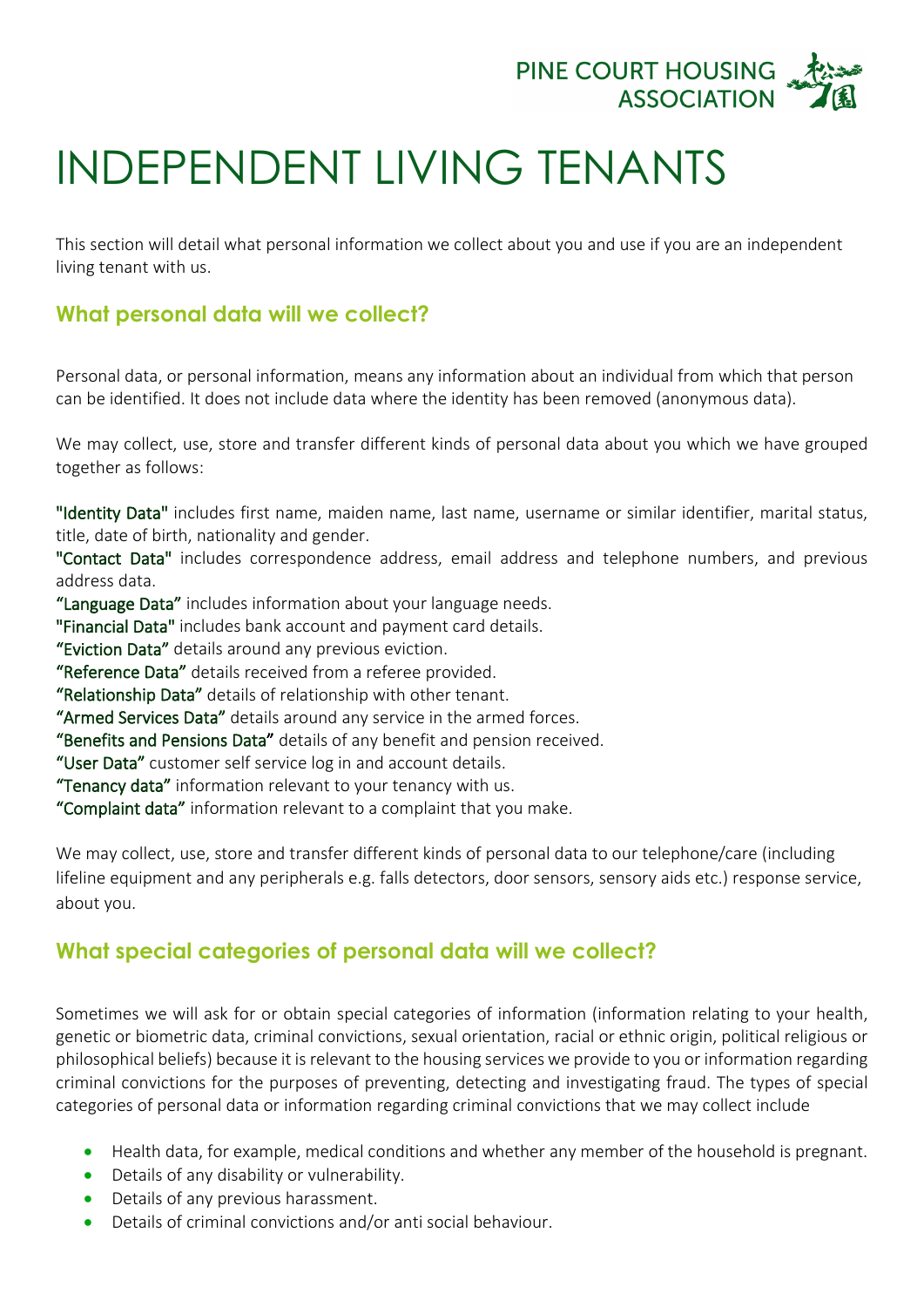PINE COURT HOUSING ASSOCIATION

# INDEPENDENT LIVING TENANTS

This section will detail what personal information we collect about you and use if you are an independent living tenant with us.

## What personal data will we collect?

Personal data, or personal information, means any information about an individual from which that person can be identified. It does not include data where the identity has been removed (anonymous data).

We may collect, use, store and transfer different kinds of personal data about you which we have grouped together as follows:

"Identity Data" includes first name, maiden name, last name, username or similar identifier, marital status, title, date of birth, nationality and gender.
"Contact Data" includes correspondence address, email address and telephone numbers, and previous address data.
"Language Data" includes information about your language needs.
"Financial Data" includes bank account and payment card details.
"Eviction Data" details around any previous eviction.
"Reference Data" details received from a referee provided.
"Relationship Data" details of relationship with other tenant.
"Armed Services Data" details around any service in the armed forces.
"Benefits and Pensions Data" details of any benefit and pension received.
"User Data" customer self service log in and account details.
"Tenancy data" information relevant to your tenancy with us.
"Complaint data" information relevant to a complaint that you make.

We may collect, use, store and transfer different kinds of personal data to our telephone/care (including lifeline equipment and any peripherals e.g. falls detectors, door sensors, sensory aids etc.) response service, about you.

## What special categories of personal data will we collect?

Sometimes we will ask for or obtain special categories of information (information relating to your health, genetic or biometric data, criminal convictions, sexual orientation, racial or ethnic origin, political religious or philosophical beliefs) because it is relevant to the housing services we provide to you or information regarding criminal convictions for the purposes of preventing, detecting and investigating fraud. The types of special categories of personal data or information regarding criminal convictions that we may collect include

- Health data, for example, medical conditions and whether any member of the household is pregnant.
- Details of any disability or vulnerability.
- Details of any previous harassment.
- Details of criminal convictions and/or anti social behaviour.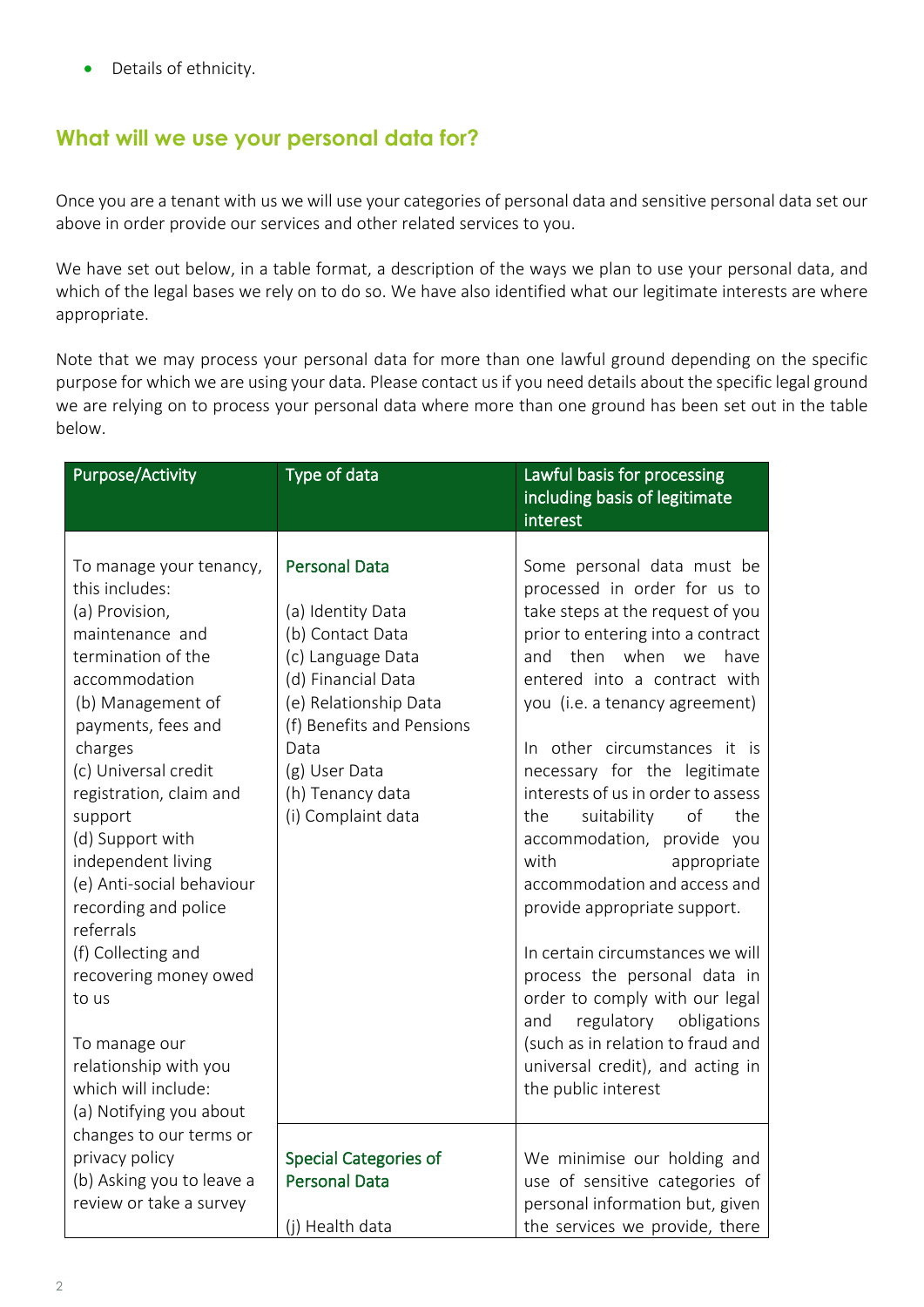- Details of ethnicity.

## What will we use your personal data for?

Once you are a tenant with us we will use your categories of personal data and sensitive personal data set our above in order provide our services and other related services to you.

We have set out below, in a table format, a description of the ways we plan to use your personal data, and which of the legal bases we rely on to do so. We have also identified what our legitimate interests are where appropriate.

Note that we may process your personal data for more than one lawful ground depending on the specific purpose for which we are using your data. Please contact us if you need details about the specific legal ground we are relying on to process your personal data where more than one ground has been set out in the table below.

| Purpose/Activity | Type of data | Lawful basis for processing including basis of legitimate interest |
|---|---|---|
| To manage your tenancy, this includes:<br>(a) Provision, maintenance and termination of the accommodation<br>(b) Management of payments, fees and charges<br>(c) Universal credit registration, claim and support<br>(d) Support with independent living<br>(e) Anti-social behaviour recording and police referrals<br>(f) Collecting and recovering money owed to us<br><br>To manage our relationship with you which will include:<br>(a) Notifying you about changes to our terms or privacy policy<br>(b) Asking you to leave a review or take a survey | Personal Data<br><br>(a) Identity Data<br>(b) Contact Data<br>(c) Language Data<br>(d) Financial Data<br>(e) Relationship Data<br>(f) Benefits and Pensions Data<br>(g) User Data<br>(h) Tenancy data<br>(i) Complaint data | Some personal data must be processed in order for us to take steps at the request of you prior to entering into a contract and then when we have entered into a contract with you (i.e. a tenancy agreement)<br><br>In other circumstances it is necessary for the legitimate interests of us in order to assess the suitability of the accommodation, provide you with appropriate accommodation and access and provide appropriate support.<br><br>In certain circumstances we will process the personal data in order to comply with our legal and regulatory obligations (such as in relation to fraud and universal credit), and acting in the public interest |
| | Special Categories of Personal Data<br><br>(j) Health data | We minimise our holding and use of sensitive categories of personal information but, given the services we provide, there |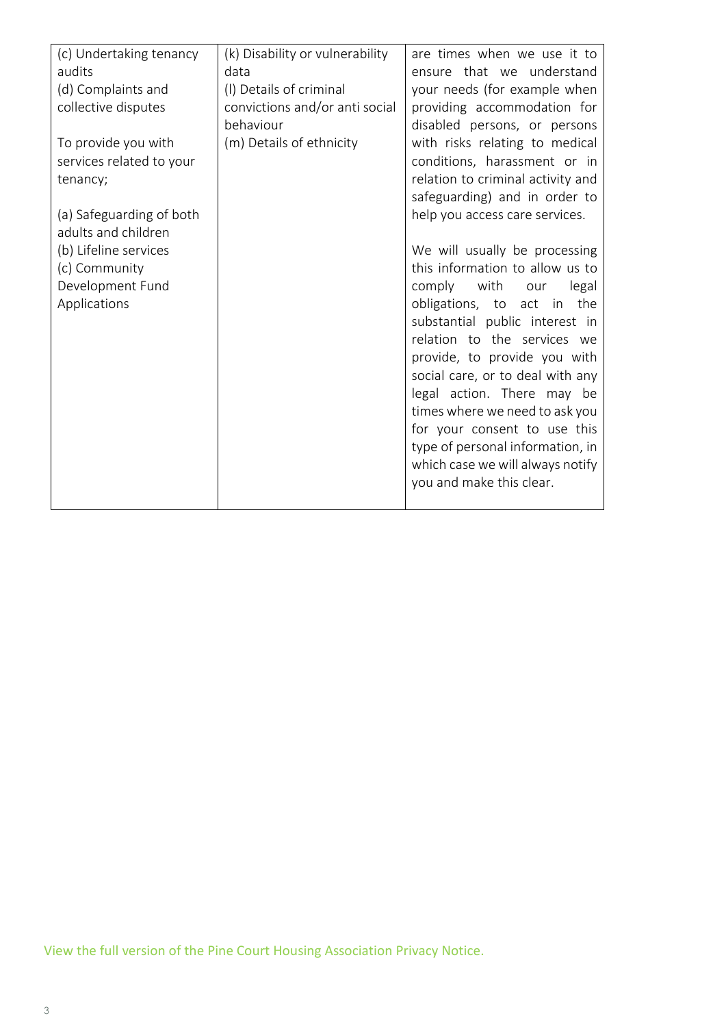| | | |
|---|---|---|
| (c) Undertaking tenancy audits<br>(d) Complaints and collective disputes<br><br>To provide you with services related to your tenancy;<br><br>(a) Safeguarding of both adults and children<br>(b) Lifeline services<br>(c) Community Development Fund Applications | (k) Disability or vulnerability data<br>(l) Details of criminal convictions and/or anti social behaviour<br>(m) Details of ethnicity | are times when we use it to ensure that we understand your needs (for example when providing accommodation for disabled persons, or persons with risks relating to medical conditions, harassment or in relation to criminal activity and safeguarding) and in order to help you access care services.<br><br>We will usually be processing this information to allow us to comply with our legal obligations, to act in the substantial public interest in relation to the services we provide, to provide you with social care, or to deal with any legal action. There may be times where we need to ask you for your consent to use this type of personal information, in which case we will always notify you and make this clear. |

View the full version of the Pine Court Housing Association Privacy Notice.